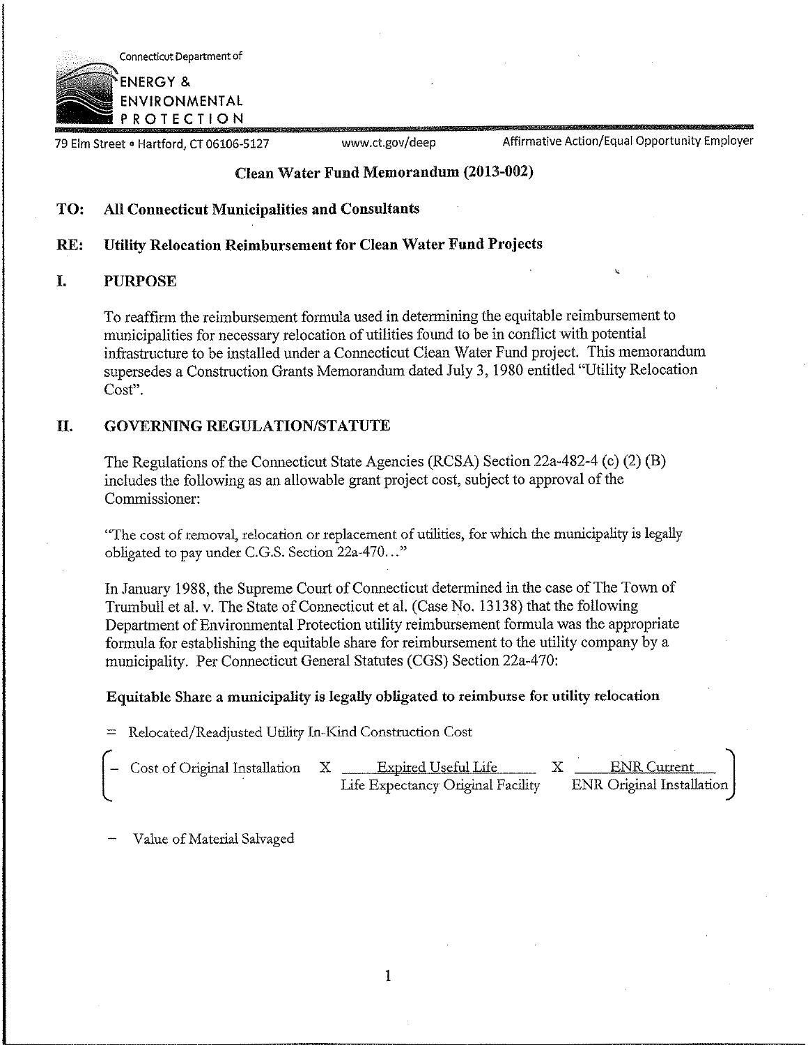Connecticut Department of
ENERGY &
ENVIRONMENTAL
PROTECTION

79 Elm Street • Hartford, CT 06106-5127 www.ct.gov/deep Affirmative Action/Equal Opportunity Employer

# Clean Water Fund Memorandum (2013-002)

**TO: All Connecticut Municipalities and Consultants**

**RE: Utility Relocation Reimbursement for Clean Water Fund Projects**

## I. PURPOSE

To reaffirm the reimbursement formula used in determining the equitable reimbursement to municipalities for necessary relocation of utilities found to be in conflict with potential infrastructure to be installed under a Connecticut Clean Water Fund project. This memorandum supersedes a Construction Grants Memorandum dated July 3, 1980 entitled "Utility Relocation Cost".

## II. GOVERNING REGULATION/STATUTE

The Regulations of the Connecticut State Agencies (RCSA) Section 22a-482-4 (c) (2) (B) includes the following as an allowable grant project cost, subject to approval of the Commissioner:

"The cost of removal, relocation or replacement of utilities, for which the municipality is legally obligated to pay under C.G.S. Section 22a-470..."

In January 1988, the Supreme Court of Connecticut determined in the case of The Town of Trumbull et al. v. The State of Connecticut et al. (Case No. 13138) that the following Department of Environmental Protection utility reimbursement formula was the appropriate formula for establishing the equitable share for reimbursement to the utility company by a municipality. Per Connecticut General Statutes (CGS) Section 22a-470:

**Equitable Share a municipality is legally obligated to reimburse for utility relocation**

$$= \text{Relocated/Readjusted Utility In-Kind Construction Cost}$$

$$\left( - \text{Cost of Original Installation} \times \frac{\text{Expired Useful Life}}{\text{Life Expectancy Original Facility}} \times \frac{\text{ENR Current}}{\text{ENR Original Installation}} \right)$$

$$- \text{Value of Material Salvaged}$$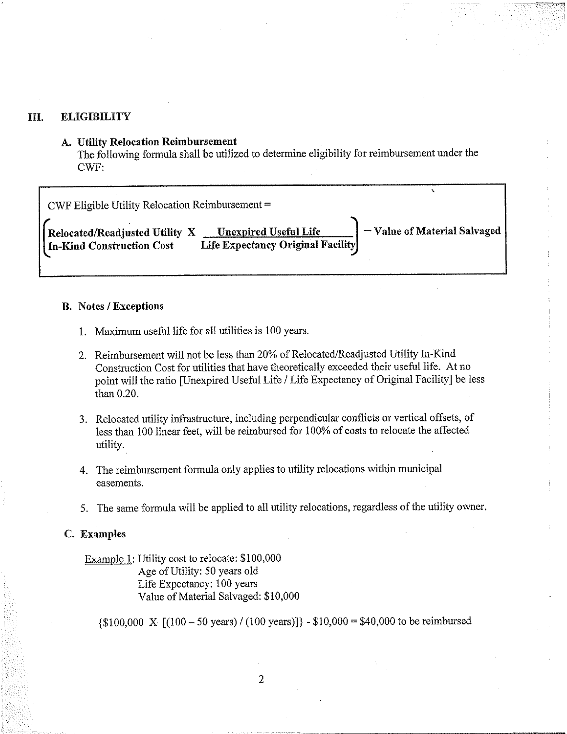## III. ELIGIBILITY

### A. Utility Relocation Reimbursement

The following formula shall be utilized to determine eligibility for reimbursement under the CWF:

CWF Eligible Utility Relocation Reimbursement =

$$\left( \textbf{Relocated/Readjusted Utility In-Kind Construction Cost} \times \frac{\textbf{Unexpired Useful Life}}{\textbf{Life Expectancy Original Facility}} \right) - \textbf{Value of Material Salvaged}$$

### B. Notes / Exceptions

1. Maximum useful life for all utilities is 100 years.
2. Reimbursement will not be less than 20% of Relocated/Readjusted Utility In-Kind Construction Cost for utilities that have theoretically exceeded their useful life. At no point will the ratio [Unexpired Useful Life / Life Expectancy of Original Facility] be less than 0.20.
3. Relocated utility infrastructure, including perpendicular conflicts or vertical offsets, of less than 100 linear feet, will be reimbursed for 100% of costs to relocate the affected utility.
4. The reimbursement formula only applies to utility relocations within municipal easements.
5. The same formula will be applied to all utility relocations, regardless of the utility owner.

### C. Examples

Example 1: Utility cost to relocate: $100,000
Age of Utility: 50 years old
Life Expectancy: 100 years
Value of Material Salvaged: $10,000

{$100,000 X [(100 – 50 years) / (100 years)]} - $10,000 = $40,000 to be reimbursed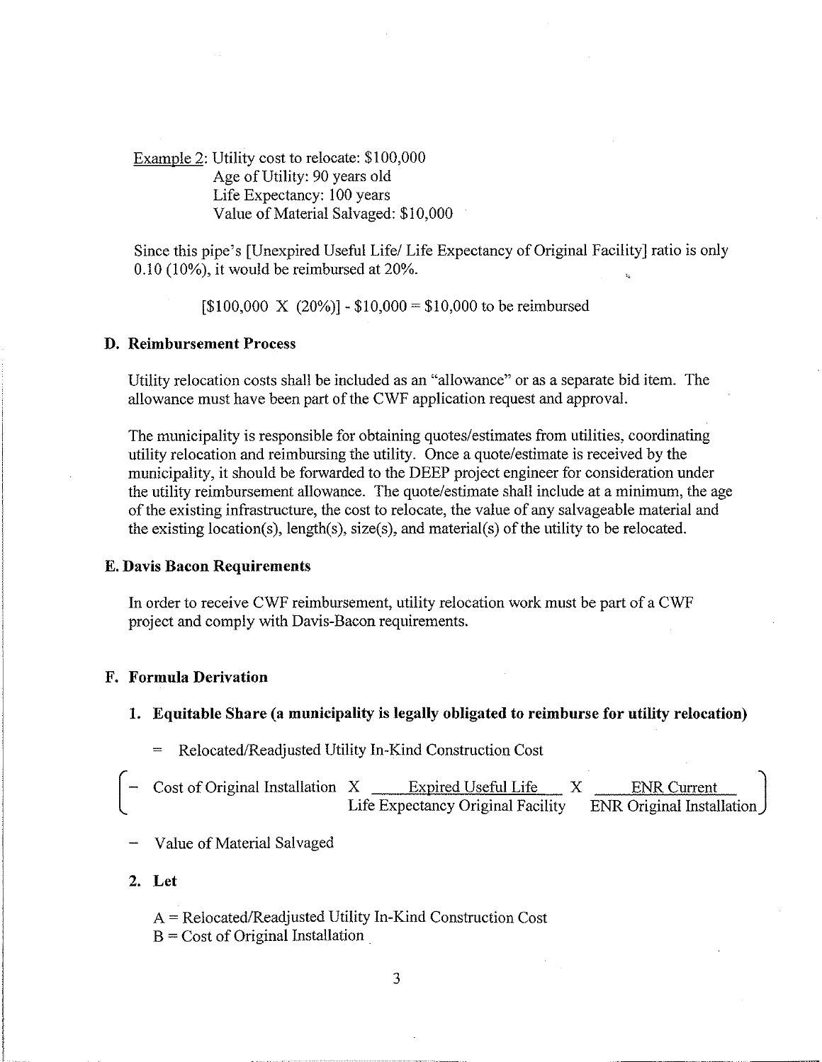Example 2: Utility cost to relocate: $100,000
Age of Utility: 90 years old
Life Expectancy: 100 years
Value of Material Salvaged: $10,000

Since this pipe's [Unexpired Useful Life/ Life Expectancy of Original Facility] ratio is only 0.10 (10%), it would be reimbursed at 20%.

[$100,000 X (20%)] - $10,000 = $10,000 to be reimbursed

### D. Reimbursement Process

Utility relocation costs shall be included as an "allowance" or as a separate bid item. The allowance must have been part of the CWF application request and approval.

The municipality is responsible for obtaining quotes/estimates from utilities, coordinating utility relocation and reimbursing the utility. Once a quote/estimate is received by the municipality, it should be forwarded to the DEEP project engineer for consideration under the utility reimbursement allowance. The quote/estimate shall include at a minimum, the age of the existing infrastructure, the cost to relocate, the value of any salvageable material and the existing location(s), length(s), size(s), and material(s) of the utility to be relocated.

### E. Davis Bacon Requirements

In order to receive CWF reimbursement, utility relocation work must be part of a CWF project and comply with Davis-Bacon requirements.

### F. Formula Derivation

1. **Equitable Share (a municipality is legally obligated to reimburse for utility relocation)**

   = Relocated/Readjusted Utility In-Kind Construction Cost

$$- \left( \text{Cost of Original Installation} \times \frac{\text{Expired Useful Life}}{\text{Life Expectancy Original Facility}} \times \frac{\text{ENR Current}}{\text{ENR Original Installation}} \right)$$

   − Value of Material Salvaged

2. **Let**

   A = Relocated/Readjusted Utility In-Kind Construction Cost
   B = Cost of Original Installation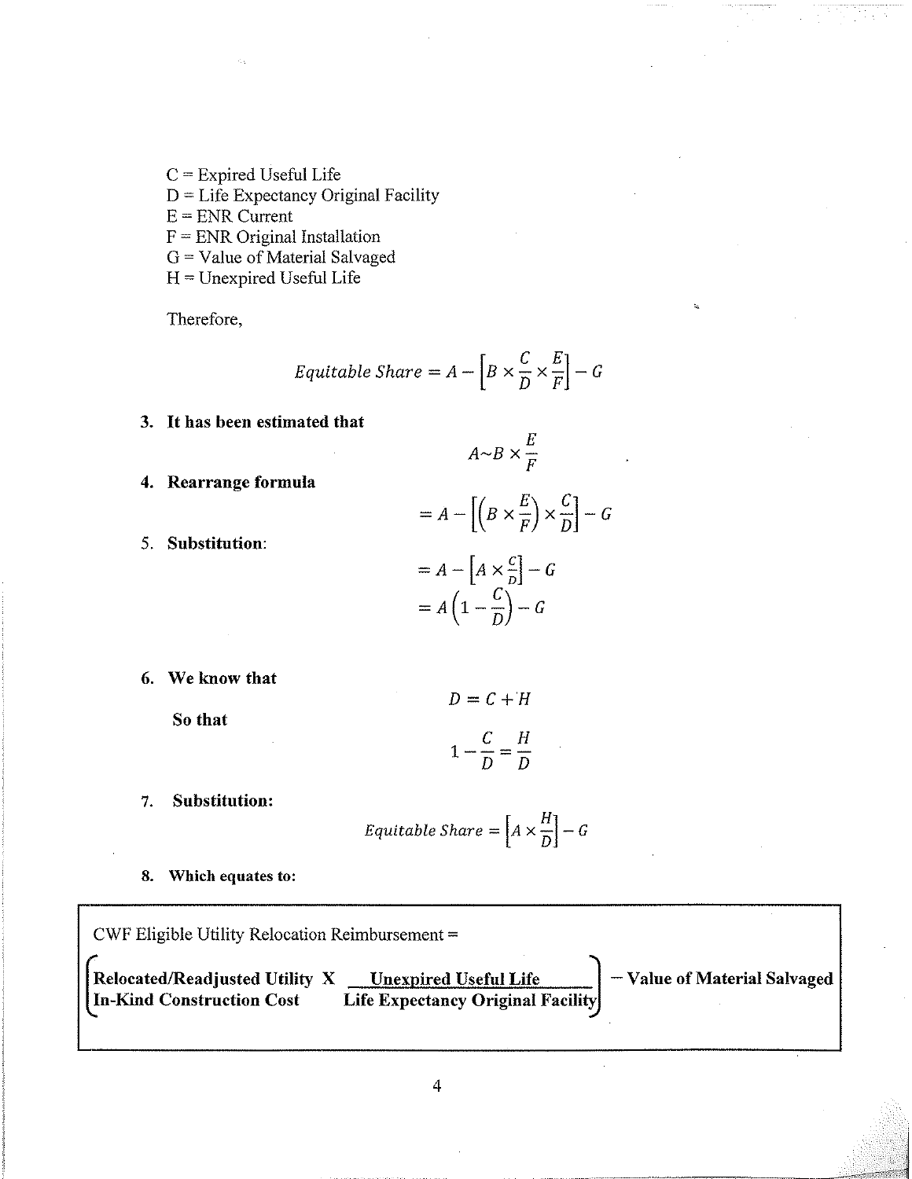C = Expired Useful Life
D = Life Expectancy Original Facility
E = ENR Current
F = ENR Original Installation
G = Value of Material Salvaged
H = Unexpired Useful Life

Therefore,

$$\textit{Equitable Share} = A - \left[B \times \frac{C}{D} \times \frac{E}{F}\right] - G$$

3. **It has been estimated that**

$$A \sim B \times \frac{E}{F}$$

4. **Rearrange formula**

$$= A - \left[\left(B \times \frac{E}{F}\right) \times \frac{C}{D}\right] - G$$

5. **Substitution**:

$$= A - \left[A \times \frac{C}{D}\right] - G$$

$$= A\left(1 - \frac{C}{D}\right) - G$$

6. **We know that**

$$D = C + H$$

**So that**

$$1 - \frac{C}{D} = \frac{H}{D}$$

7. **Substitution:**

$$\textit{Equitable Share} = \left[A \times \frac{H}{D}\right] - G$$

8. **Which equates to:**

CWF Eligible Utility Relocation Reimbursement =

$$\left(\textbf{Relocated/Readjusted Utility In-Kind Construction Cost} \times \frac{\textbf{Unexpired Useful Life}}{\textbf{Life Expectancy Original Facility}}\right) - \textbf{Value of Material Salvaged}$$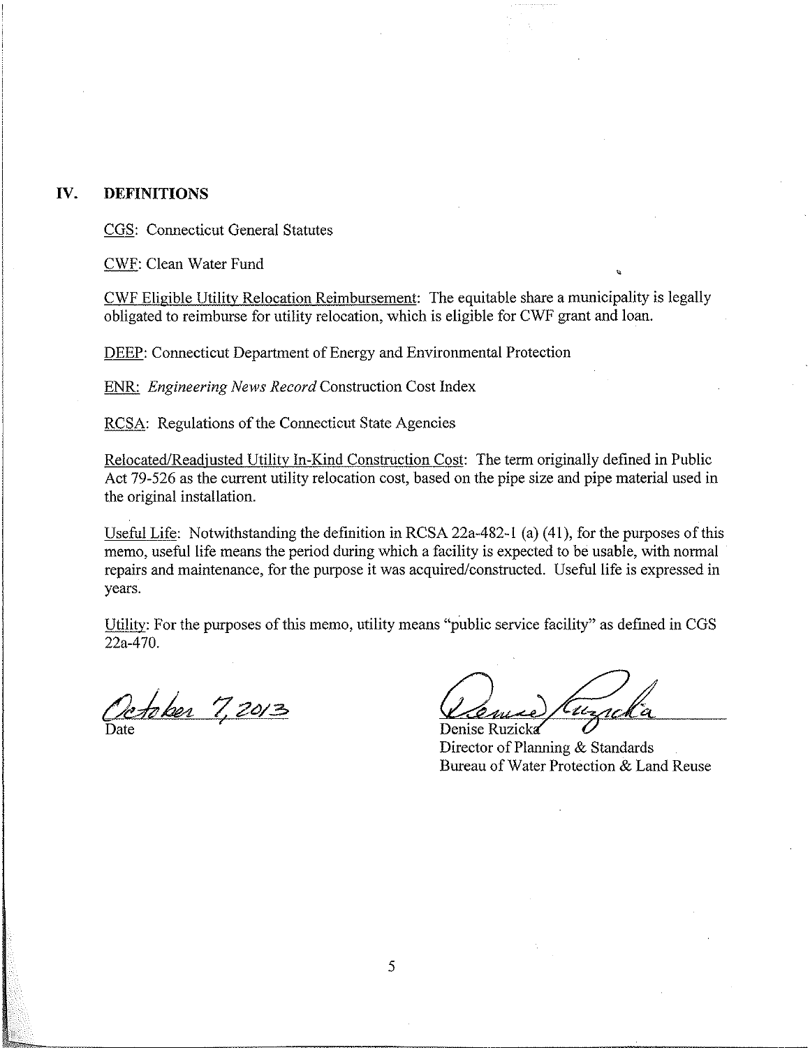## IV. DEFINITIONS

CGS: Connecticut General Statutes

CWF: Clean Water Fund

CWF Eligible Utility Relocation Reimbursement: The equitable share a municipality is legally obligated to reimburse for utility relocation, which is eligible for CWF grant and loan.

DEEP: Connecticut Department of Energy and Environmental Protection

ENR: *Engineering News Record* Construction Cost Index

RCSA: Regulations of the Connecticut State Agencies

Relocated/Readjusted Utility In-Kind Construction Cost: The term originally defined in Public Act 79-526 as the current utility relocation cost, based on the pipe size and pipe material used in the original installation.

Useful Life: Notwithstanding the definition in RCSA 22a-482-1 (a) (41), for the purposes of this memo, useful life means the period during which a facility is expected to be usable, with normal repairs and maintenance, for the purpose it was acquired/constructed. Useful life is expressed in years.

Utility: For the purposes of this memo, utility means "public service facility" as defined in CGS 22a-470.

October 7, 2013
Date

Denise Ruzicka
Director of Planning & Standards
Bureau of Water Protection & Land Reuse